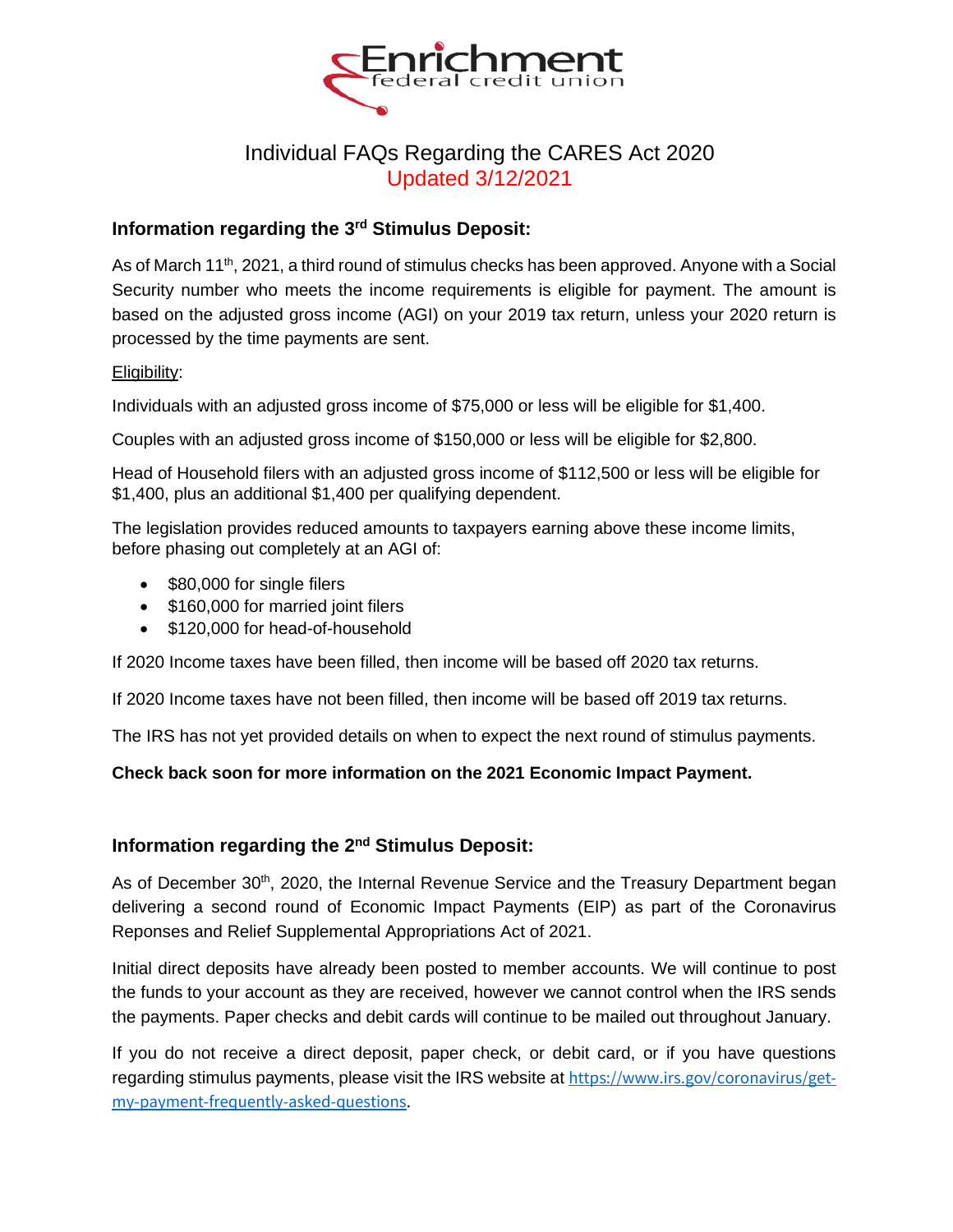Enrichment federal credit union

# Individual FAQs Regarding the CARES Act 2020

Updated 3/12/2021

## Information regarding the 3rd Stimulus Deposit:

As of March 11th, 2021, a third round of stimulus checks has been approved. Anyone with a Social Security number who meets the income requirements is eligible for payment. The amount is based on the adjusted gross income (AGI) on your 2019 tax return, unless your 2020 return is processed by the time payments are sent.

Eligibility:

Individuals with an adjusted gross income of $75,000 or less will be eligible for $1,400.

Couples with an adjusted gross income of $150,000 or less will be eligible for $2,800.

Head of Household filers with an adjusted gross income of $112,500 or less will be eligible for $1,400, plus an additional $1,400 per qualifying dependent.

The legislation provides reduced amounts to taxpayers earning above these income limits, before phasing out completely at an AGI of:

- $80,000 for single filers
- $160,000 for married joint filers
- $120,000 for head-of-household

If 2020 Income taxes have been filled, then income will be based off 2020 tax returns.

If 2020 Income taxes have not been filled, then income will be based off 2019 tax returns.

The IRS has not yet provided details on when to expect the next round of stimulus payments.

**Check back soon for more information on the 2021 Economic Impact Payment.**

## Information regarding the 2nd Stimulus Deposit:

As of December 30th, 2020, the Internal Revenue Service and the Treasury Department began delivering a second round of Economic Impact Payments (EIP) as part of the Coronavirus Reponses and Relief Supplemental Appropriations Act of 2021.

Initial direct deposits have already been posted to member accounts. We will continue to post the funds to your account as they are received, however we cannot control when the IRS sends the payments. Paper checks and debit cards will continue to be mailed out throughout January.

If you do not receive a direct deposit, paper check, or debit card, or if you have questions regarding stimulus payments, please visit the IRS website at https://www.irs.gov/coronavirus/get-my-payment-frequently-asked-questions.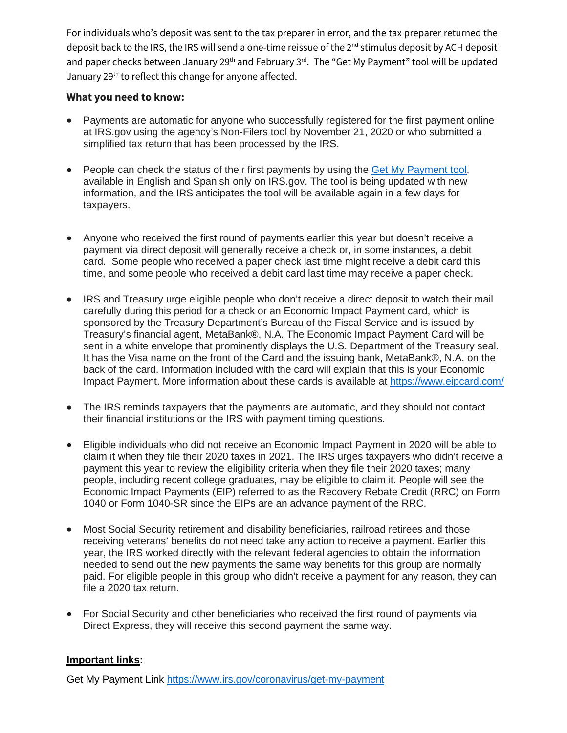For individuals who's deposit was sent to the tax preparer in error, and the tax preparer returned the deposit back to the IRS, the IRS will send a one-time reissue of the 2nd stimulus deposit by ACH deposit and paper checks between January 29th and February 3rd. The "Get My Payment" tool will be updated January 29th to reflect this change for anyone affected.

**What you need to know:**

- Payments are automatic for anyone who successfully registered for the first payment online at IRS.gov using the agency's Non-Filers tool by November 21, 2020 or who submitted a simplified tax return that has been processed by the IRS.

- People can check the status of their first payments by using the Get My Payment tool, available in English and Spanish only on IRS.gov. The tool is being updated with new information, and the IRS anticipates the tool will be available again in a few days for taxpayers.

- Anyone who received the first round of payments earlier this year but doesn't receive a payment via direct deposit will generally receive a check or, in some instances, a debit card. Some people who received a paper check last time might receive a debit card this time, and some people who received a debit card last time may receive a paper check.

- IRS and Treasury urge eligible people who don't receive a direct deposit to watch their mail carefully during this period for a check or an Economic Impact Payment card, which is sponsored by the Treasury Department's Bureau of the Fiscal Service and is issued by Treasury's financial agent, MetaBank®, N.A. The Economic Impact Payment Card will be sent in a white envelope that prominently displays the U.S. Department of the Treasury seal. It has the Visa name on the front of the Card and the issuing bank, MetaBank®, N.A. on the back of the card. Information included with the card will explain that this is your Economic Impact Payment. More information about these cards is available at https://www.eipcard.com/

- The IRS reminds taxpayers that the payments are automatic, and they should not contact their financial institutions or the IRS with payment timing questions.

- Eligible individuals who did not receive an Economic Impact Payment in 2020 will be able to claim it when they file their 2020 taxes in 2021. The IRS urges taxpayers who didn't receive a payment this year to review the eligibility criteria when they file their 2020 taxes; many people, including recent college graduates, may be eligible to claim it. People will see the Economic Impact Payments (EIP) referred to as the Recovery Rebate Credit (RRC) on Form 1040 or Form 1040-SR since the EIPs are an advance payment of the RRC.

- Most Social Security retirement and disability beneficiaries, railroad retirees and those receiving veterans' benefits do not need take any action to receive a payment. Earlier this year, the IRS worked directly with the relevant federal agencies to obtain the information needed to send out the new payments the same way benefits for this group are normally paid. For eligible people in this group who didn't receive a payment for any reason, they can file a 2020 tax return.

- For Social Security and other beneficiaries who received the first round of payments via Direct Express, they will receive this second payment the same way.

**Important links:**

Get My Payment Link https://www.irs.gov/coronavirus/get-my-payment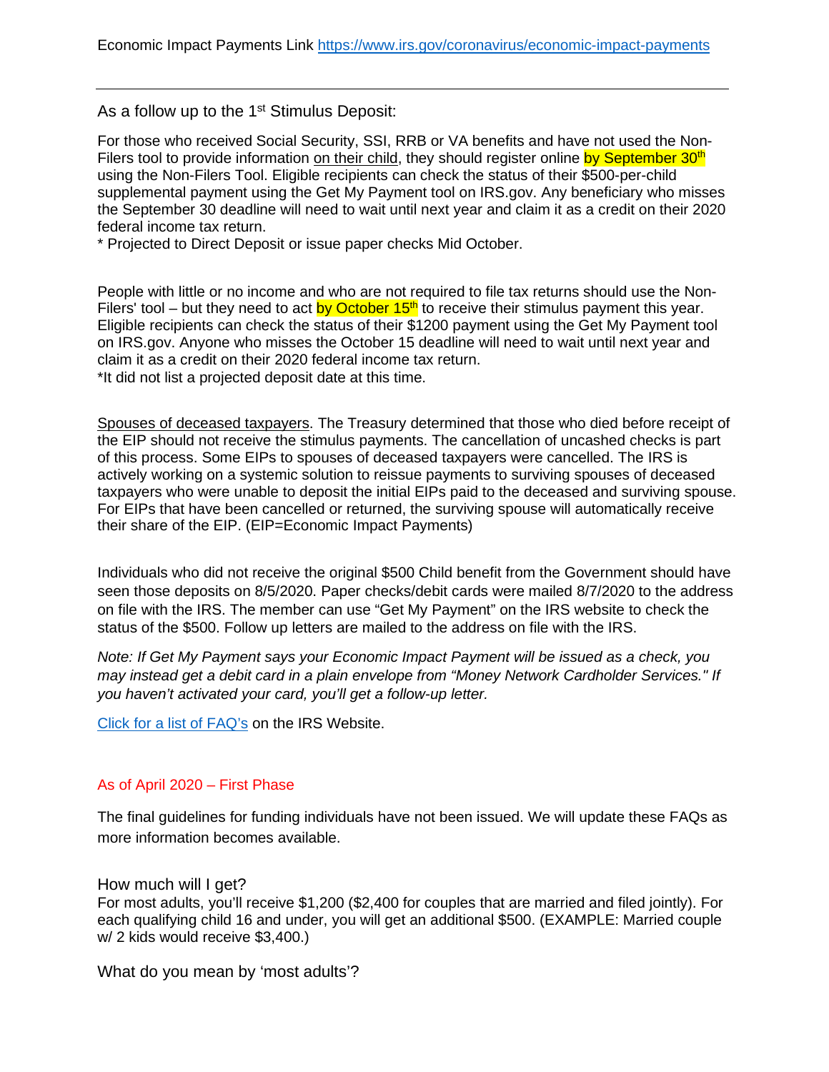Economic Impact Payments Link https://www.irs.gov/coronavirus/economic-impact-payments

---

As a follow up to the 1st Stimulus Deposit:

For those who received Social Security, SSI, RRB or VA benefits and have not used the Non-Filers tool to provide information on their child, they should register online **by September 30th** using the Non-Filers Tool. Eligible recipients can check the status of their $500-per-child supplemental payment using the Get My Payment tool on IRS.gov. Any beneficiary who misses the September 30 deadline will need to wait until next year and claim it as a credit on their 2020 federal income tax return.
* Projected to Direct Deposit or issue paper checks Mid October.

People with little or no income and who are not required to file tax returns should use the Non-Filers' tool – but they need to act **by October 15th** to receive their stimulus payment this year. Eligible recipients can check the status of their $1200 payment using the Get My Payment tool on IRS.gov. Anyone who misses the October 15 deadline will need to wait until next year and claim it as a credit on their 2020 federal income tax return.
*It did not list a projected deposit date at this time.

Spouses of deceased taxpayers. The Treasury determined that those who died before receipt of the EIP should not receive the stimulus payments. The cancellation of uncashed checks is part of this process. Some EIPs to spouses of deceased taxpayers were cancelled. The IRS is actively working on a systemic solution to reissue payments to surviving spouses of deceased taxpayers who were unable to deposit the initial EIPs paid to the deceased and surviving spouse. For EIPs that have been cancelled or returned, the surviving spouse will automatically receive their share of the EIP. (EIP=Economic Impact Payments)

Individuals who did not receive the original $500 Child benefit from the Government should have seen those deposits on 8/5/2020. Paper checks/debit cards were mailed 8/7/2020 to the address on file with the IRS. The member can use "Get My Payment" on the IRS website to check the status of the $500. Follow up letters are mailed to the address on file with the IRS.

*Note: If Get My Payment says your Economic Impact Payment will be issued as a check, you may instead get a debit card in a plain envelope from "Money Network Cardholder Services." If you haven't activated your card, you'll get a follow-up letter.*

Click for a list of FAQ's on the IRS Website.

## As of April 2020 – First Phase

The final guidelines for funding individuals have not been issued. We will update these FAQs as more information becomes available.

### How much will I get?

For most adults, you'll receive $1,200 ($2,400 for couples that are married and filed jointly). For each qualifying child 16 and under, you will get an additional $500. (EXAMPLE: Married couple w/ 2 kids would receive $3,400.)

### What do you mean by 'most adults'?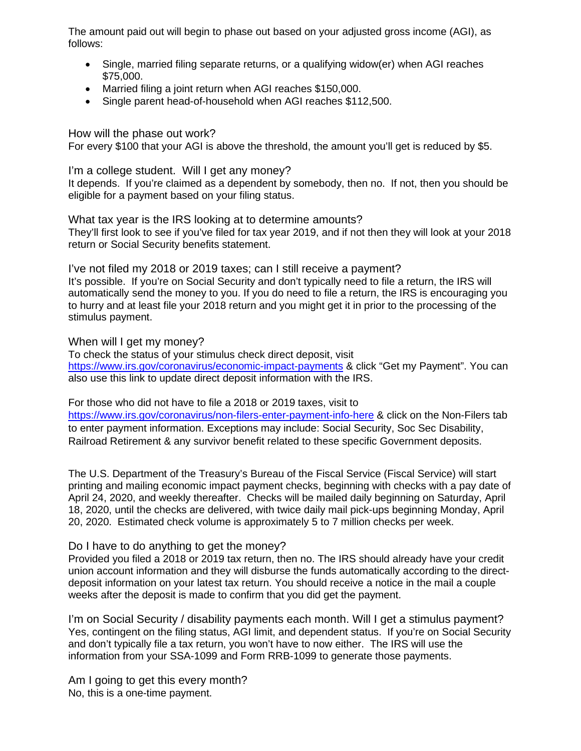The amount paid out will begin to phase out based on your adjusted gross income (AGI), as follows:

- Single, married filing separate returns, or a qualifying widow(er) when AGI reaches $75,000.
- Married filing a joint return when AGI reaches $150,000.
- Single parent head-of-household when AGI reaches $112,500.

### How will the phase out work?

For every $100 that your AGI is above the threshold, the amount you'll get is reduced by $5.

### I'm a college student. Will I get any money?

It depends. If you're claimed as a dependent by somebody, then no. If not, then you should be eligible for a payment based on your filing status.

### What tax year is the IRS looking at to determine amounts?

They'll first look to see if you've filed for tax year 2019, and if not then they will look at your 2018 return or Social Security benefits statement.

### I've not filed my 2018 or 2019 taxes; can I still receive a payment?

It's possible. If you're on Social Security and don't typically need to file a return, the IRS will automatically send the money to you. If you do need to file a return, the IRS is encouraging you to hurry and at least file your 2018 return and you might get it in prior to the processing of the stimulus payment.

### When will I get my money?

To check the status of your stimulus check direct deposit, visit [https://www.irs.gov/coronavirus/economic-impact-payments](https://www.irs.gov/coronavirus/economic-impact-payments) & click "Get my Payment". You can also use this link to update direct deposit information with the IRS.

For those who did not have to file a 2018 or 2019 taxes, visit to [https://www.irs.gov/coronavirus/non-filers-enter-payment-info-here](https://www.irs.gov/coronavirus/non-filers-enter-payment-info-here) & click on the Non-Filers tab to enter payment information. Exceptions may include: Social Security, Soc Sec Disability, Railroad Retirement & any survivor benefit related to these specific Government deposits.

The U.S. Department of the Treasury's Bureau of the Fiscal Service (Fiscal Service) will start printing and mailing economic impact payment checks, beginning with checks with a pay date of April 24, 2020, and weekly thereafter. Checks will be mailed daily beginning on Saturday, April 18, 2020, until the checks are delivered, with twice daily mail pick-ups beginning Monday, April 20, 2020. Estimated check volume is approximately 5 to 7 million checks per week.

### Do I have to do anything to get the money?

Provided you filed a 2018 or 2019 tax return, then no. The IRS should already have your credit union account information and they will disburse the funds automatically according to the direct-deposit information on your latest tax return. You should receive a notice in the mail a couple weeks after the deposit is made to confirm that you did get the payment.

### I'm on Social Security / disability payments each month. Will I get a stimulus payment?

Yes, contingent on the filing status, AGI limit, and dependent status. If you're on Social Security and don't typically file a tax return, you won't have to now either. The IRS will use the information from your SSA-1099 and Form RRB-1099 to generate those payments.

### Am I going to get this every month?

No, this is a one-time payment.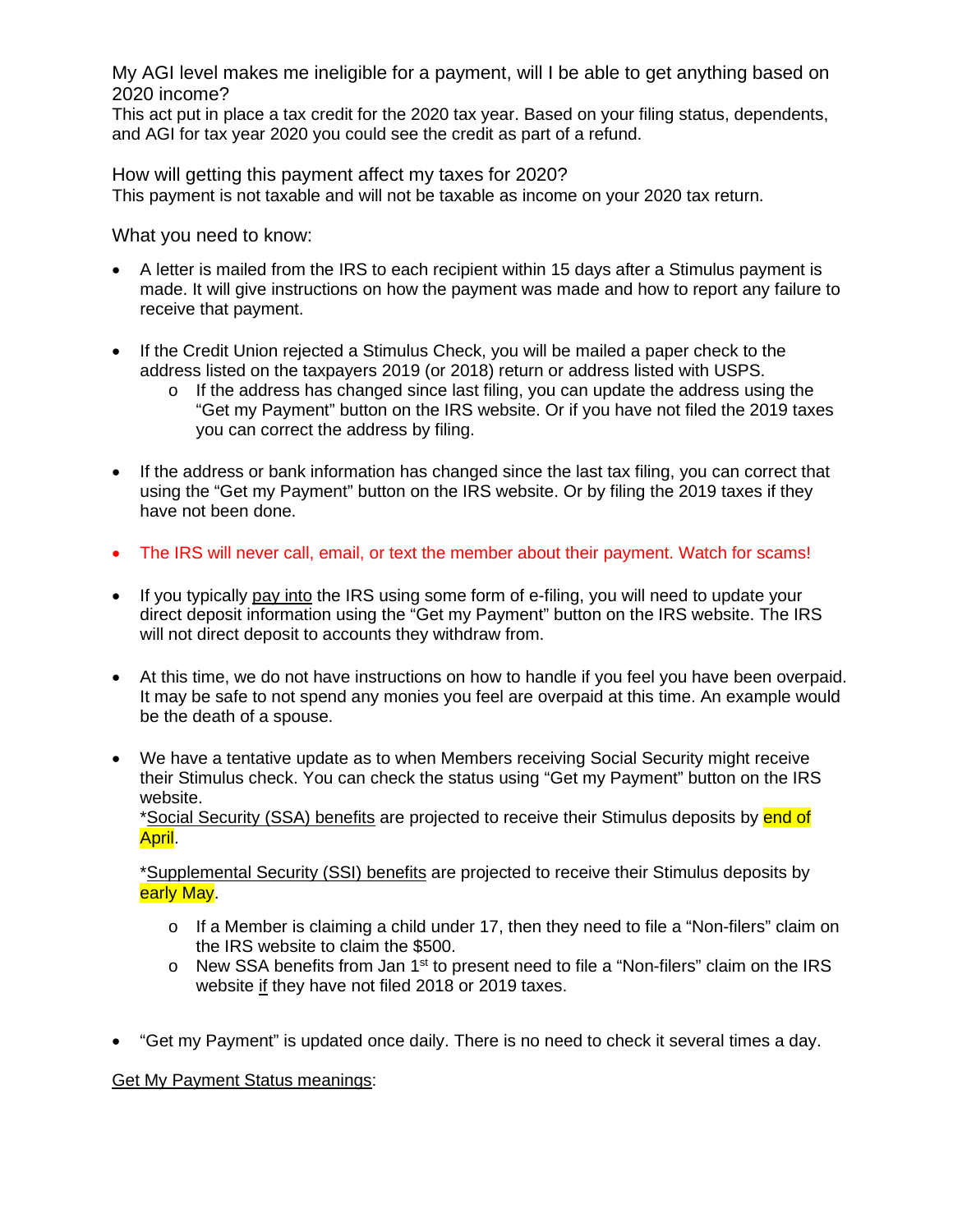### My AGI level makes me ineligible for a payment, will I be able to get anything based on 2020 income?

This act put in place a tax credit for the 2020 tax year. Based on your filing status, dependents, and AGI for tax year 2020 you could see the credit as part of a refund.

### How will getting this payment affect my taxes for 2020?

This payment is not taxable and will not be taxable as income on your 2020 tax return.

### What you need to know:

- A letter is mailed from the IRS to each recipient within 15 days after a Stimulus payment is made. It will give instructions on how the payment was made and how to report any failure to receive that payment.
- If the Credit Union rejected a Stimulus Check, you will be mailed a paper check to the address listed on the taxpayers 2019 (or 2018) return or address listed with USPS.
  - If the address has changed since last filing, you can update the address using the “Get my Payment” button on the IRS website. Or if you have not filed the 2019 taxes you can correct the address by filing.
- If the address or bank information has changed since the last tax filing, you can correct that using the “Get my Payment” button on the IRS website. Or by filing the 2019 taxes if they have not been done.
- The IRS will never call, email, or text the member about their payment. Watch for scams!
- If you typically <u>pay into</u> the IRS using some form of e-filing, you will need to update your direct deposit information using the “Get my Payment” button on the IRS website. The IRS will not direct deposit to accounts they withdraw from.
- At this time, we do not have instructions on how to handle if you feel you have been overpaid. It may be safe to not spend any monies you feel are overpaid at this time. An example would be the death of a spouse.
- We have a tentative update as to when Members receiving Social Security might receive their Stimulus check. You can check the status using “Get my Payment” button on the IRS website.

  *<u>Social Security (SSA) benefits</u> are projected to receive their Stimulus deposits by **end of April**.

  *<u>Supplemental Security (SSI) benefits</u> are projected to receive their Stimulus deposits by **early May**.

  - If a Member is claiming a child under 17, then they need to file a “Non-filers” claim on the IRS website to claim the $500.
  - New SSA benefits from Jan 1st to present need to file a “Non-filers” claim on the IRS website <u>if</u> they have not filed 2018 or 2019 taxes.

- “Get my Payment” is updated once daily. There is no need to check it several times a day.

<u>Get My Payment Status meanings</u>: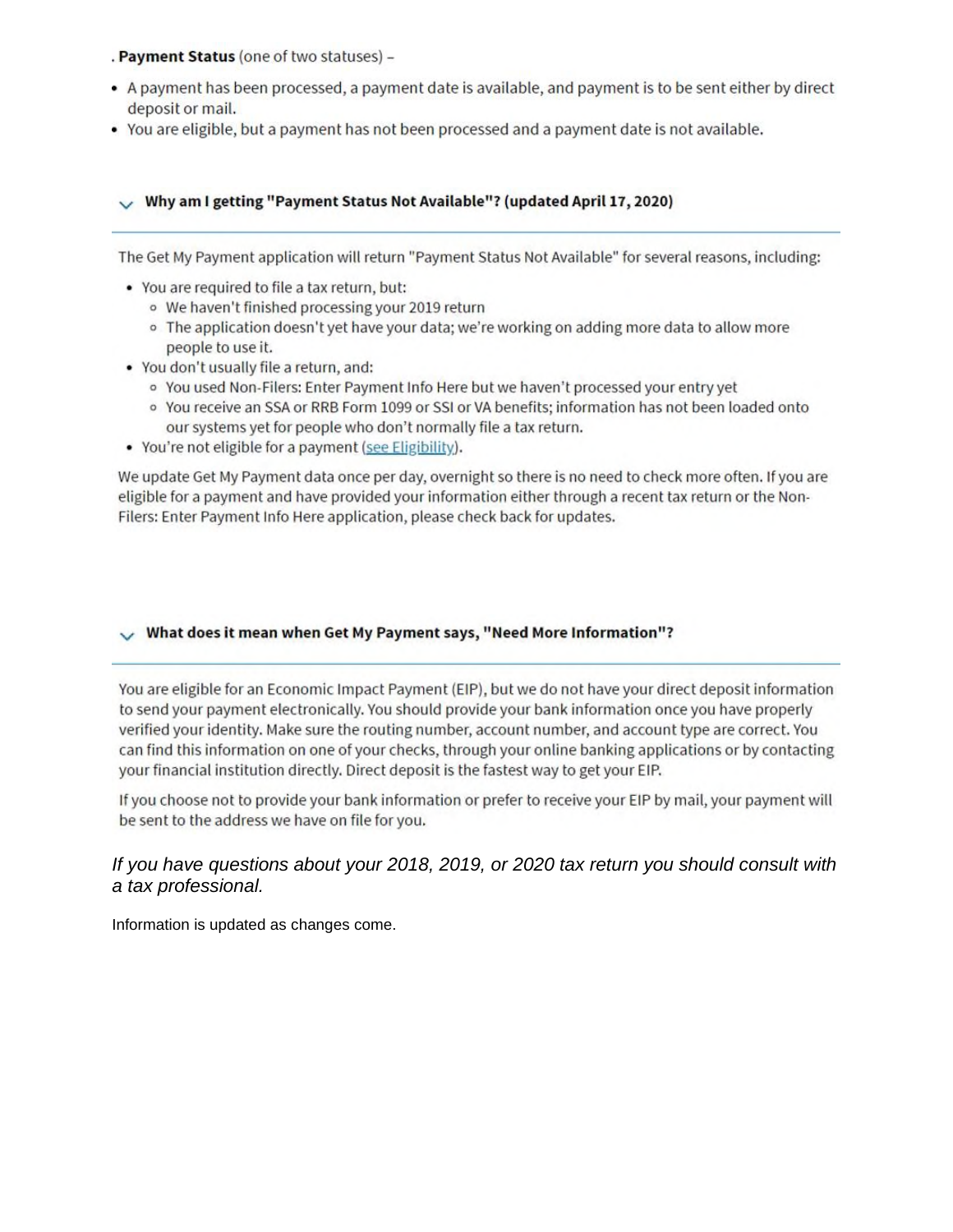. **Payment Status** (one of two statuses) –

- A payment has been processed, a payment date is available, and payment is to be sent either by direct deposit or mail.
- You are eligible, but a payment has not been processed and a payment date is not available.

### Why am I getting "Payment Status Not Available"? (updated April 17, 2020)

The Get My Payment application will return "Payment Status Not Available" for several reasons, including:

- You are required to file a tax return, but:
  - We haven't finished processing your 2019 return
  - The application doesn't yet have your data; we're working on adding more data to allow more people to use it.
- You don't usually file a return, and:
  - You used Non-Filers: Enter Payment Info Here but we haven't processed your entry yet
  - You receive an SSA or RRB Form 1099 or SSI or VA benefits; information has not been loaded onto our systems yet for people who don't normally file a tax return.
- You're not eligible for a payment (see Eligibility).

We update Get My Payment data once per day, overnight so there is no need to check more often. If you are eligible for a payment and have provided your information either through a recent tax return or the Non-Filers: Enter Payment Info Here application, please check back for updates.

### What does it mean when Get My Payment says, "Need More Information"?

You are eligible for an Economic Impact Payment (EIP), but we do not have your direct deposit information to send your payment electronically. You should provide your bank information once you have properly verified your identity. Make sure the routing number, account number, and account type are correct. You can find this information on one of your checks, through your online banking applications or by contacting your financial institution directly. Direct deposit is the fastest way to get your EIP.

If you choose not to provide your bank information or prefer to receive your EIP by mail, your payment will be sent to the address we have on file for you.

*If you have questions about your 2018, 2019, or 2020 tax return you should consult with a tax professional.*

Information is updated as changes come.